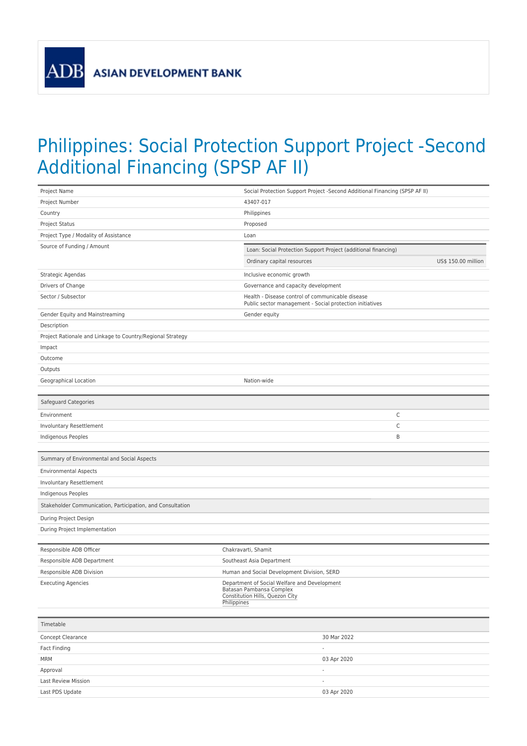ASIAN DEVELOPMENT BANK

# Philippines: Social Protection Support Project -Second Additional Financing (SPSP AF II)

| | |
|---|---|
| Project Name | Social Protection Support Project -Second Additional Financing (SPSP AF II) |
| Project Number | 43407-017 |
| Country | Philippines |
| Project Status | Proposed |
| Project Type / Modality of Assistance | Loan |
| Source of Funding / Amount | Loan: Social Protection Support Project (additional financing)<br>Ordinary capital resources US$ 150.00 million |
| Strategic Agendas | Inclusive economic growth |
| Drivers of Change | Governance and capacity development |
| Sector / Subsector | Health - Disease control of communicable disease<br>Public sector management - Social protection initiatives |
| Gender Equity and Mainstreaming | Gender equity |
| Description | |
| Project Rationale and Linkage to Country/Regional Strategy | |
| Impact | |
| Outcome | |
| Outputs | |
| Geographical Location | Nation-wide |

| Safeguard Categories | |
|---|---|
| Environment | C |
| Involuntary Resettlement | C |
| Indigenous Peoples | B |

| Summary of Environmental and Social Aspects | |
|---|---|
| Environmental Aspects | |
| Involuntary Resettlement | |
| Indigenous Peoples | |
| **Stakeholder Communication, Participation, and Consultation** | |
| During Project Design | |
| During Project Implementation | |

| | |
|---|---|
| Responsible ADB Officer | Chakravarti, Shamit |
| Responsible ADB Department | Southeast Asia Department |
| Responsible ADB Division | Human and Social Development Division, SERD |
| Executing Agencies | Department of Social Welfare and Development<br>Batasan Pambansa Complex<br>Constitution Hills, Quezon City<br>Philippines |

| Timetable | |
|---|---|
| Concept Clearance | 30 Mar 2022 |
| Fact Finding | - |
| MRM | 03 Apr 2020 |
| Approval | - |
| Last Review Mission | - |
| Last PDS Update | 03 Apr 2020 |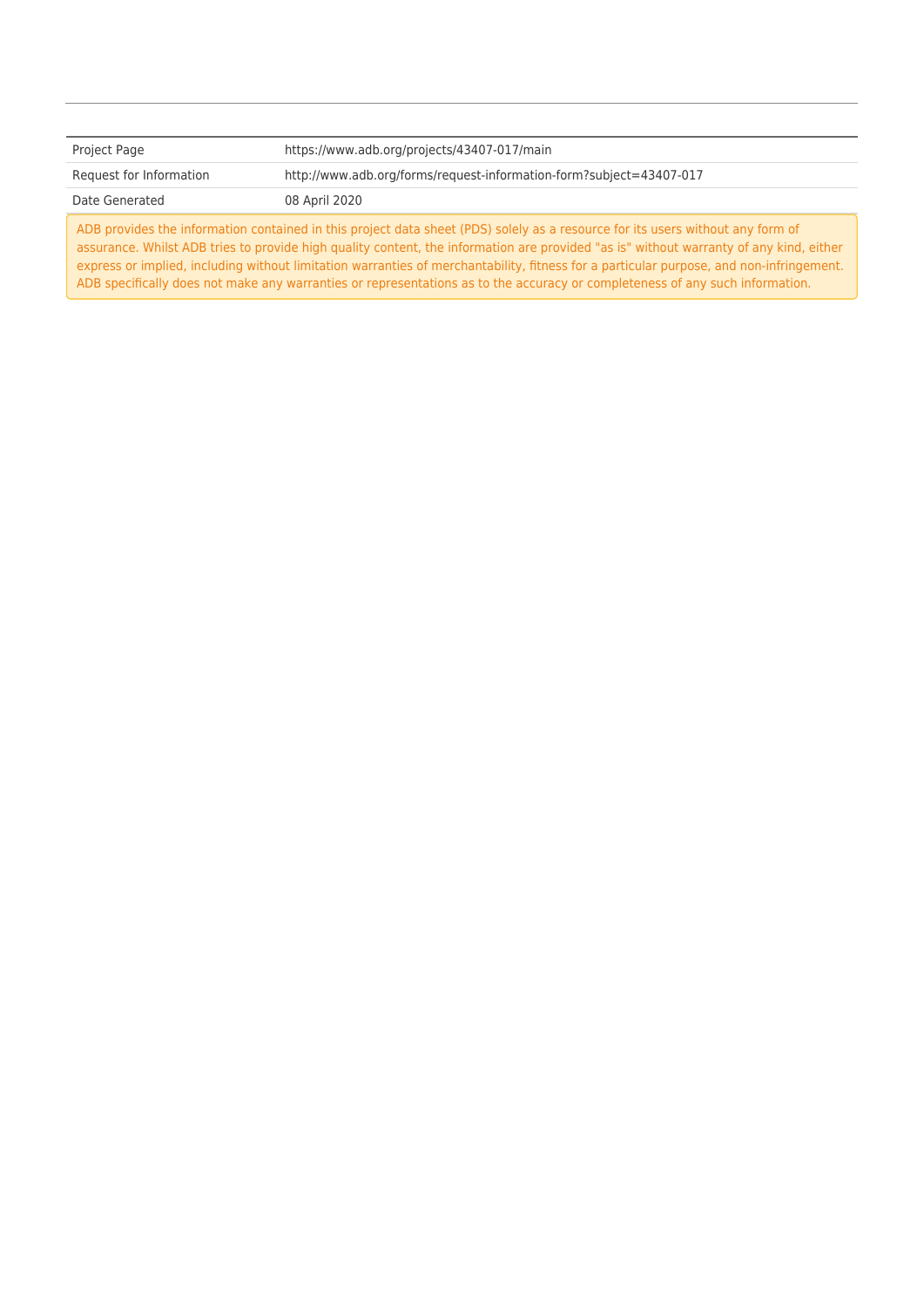| | |
|---|---|
| Project Page | https://www.adb.org/projects/43407-017/main |
| Request for Information | http://www.adb.org/forms/request-information-form?subject=43407-017 |
| Date Generated | 08 April 2020 |

ADB provides the information contained in this project data sheet (PDS) solely as a resource for its users without any form of assurance. Whilst ADB tries to provide high quality content, the information are provided "as is" without warranty of any kind, either express or implied, including without limitation warranties of merchantability, fitness for a particular purpose, and non-infringement. ADB specifically does not make any warranties or representations as to the accuracy or completeness of any such information.